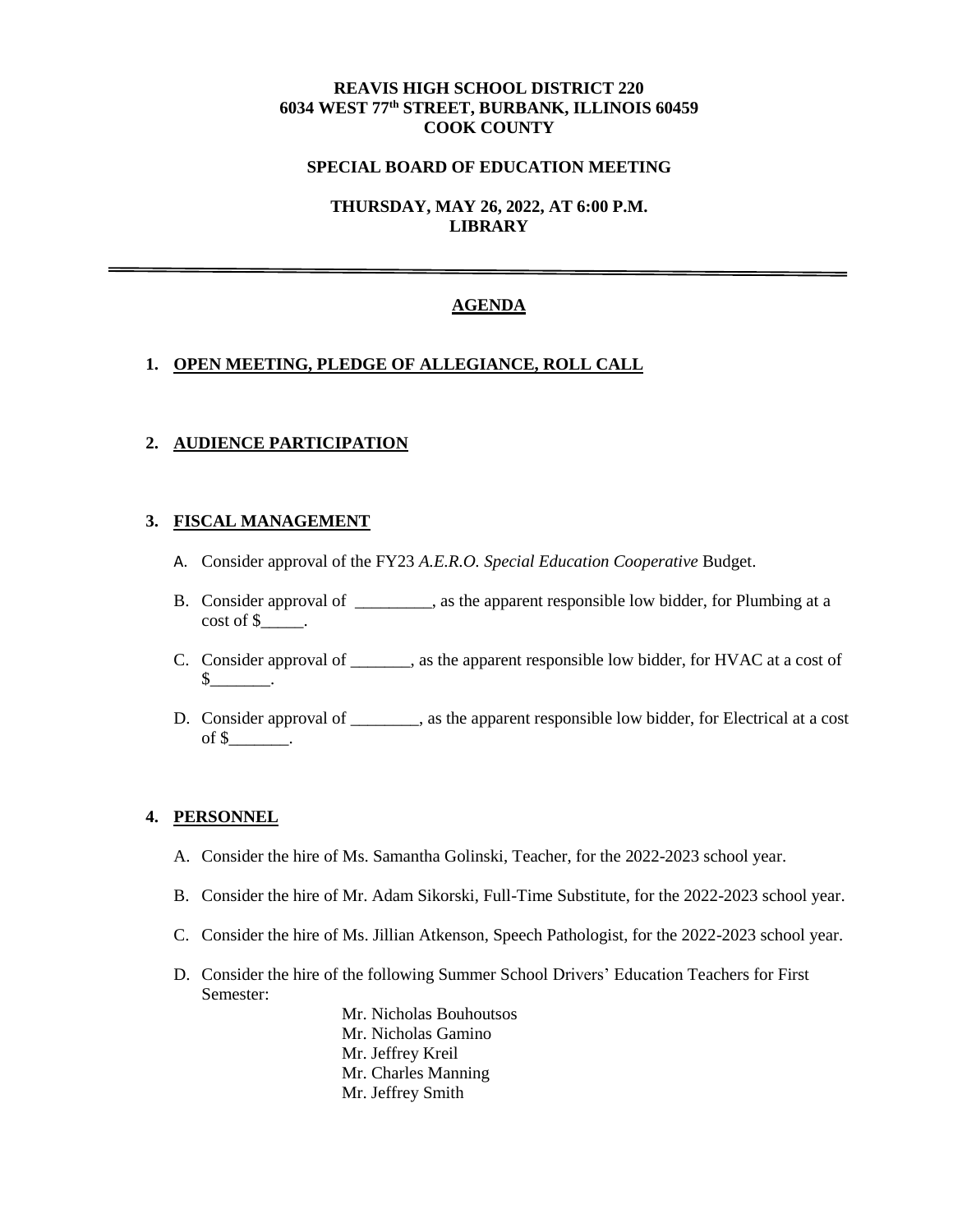**REAVIS HIGH SCHOOL DISTRICT 220**
**6034 WEST 77th STREET, BURBANK, ILLINOIS 60459**
**COOK COUNTY**

**SPECIAL BOARD OF EDUCATION MEETING**

**THURSDAY, MAY 26, 2022, AT 6:00 P.M.**
**LIBRARY**

---

## AGENDA

### 1. OPEN MEETING, PLEDGE OF ALLEGIANCE, ROLL CALL

### 2. AUDIENCE PARTICIPATION

### 3. FISCAL MANAGEMENT

A. Consider approval of the FY23 *A.E.R.O. Special Education Cooperative* Budget.

B. Consider approval of _________, as the apparent responsible low bidder, for Plumbing at a cost of $_____.

C. Consider approval of _______, as the apparent responsible low bidder, for HVAC at a cost of $_______.

D. Consider approval of ________, as the apparent responsible low bidder, for Electrical at a cost of $_______.

### 4. PERSONNEL

A. Consider the hire of Ms. Samantha Golinski, Teacher, for the 2022-2023 school year.

B. Consider the hire of Mr. Adam Sikorski, Full-Time Substitute, for the 2022-2023 school year.

C. Consider the hire of Ms. Jillian Atkenson, Speech Pathologist, for the 2022-2023 school year.

D. Consider the hire of the following Summer School Drivers' Education Teachers for First Semester:

Mr. Nicholas Bouhoutsos
Mr. Nicholas Gamino
Mr. Jeffrey Kreil
Mr. Charles Manning
Mr. Jeffrey Smith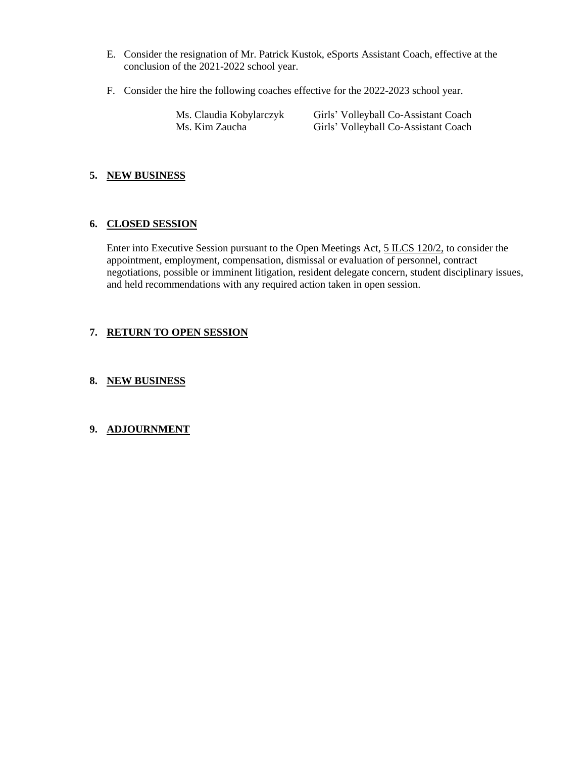E. Consider the resignation of Mr. Patrick Kustok, eSports Assistant Coach, effective at the conclusion of the 2021-2022 school year.

F. Consider the hire the following coaches effective for the 2022-2023 school year.

| | |
|---|---|
| Ms. Claudia Kobylarczyk | Girls' Volleyball Co-Assistant Coach |
| Ms. Kim Zaucha | Girls' Volleyball Co-Assistant Coach |

**5. NEW BUSINESS**

**6. CLOSED SESSION**

Enter into Executive Session pursuant to the Open Meetings Act, 5 ILCS 120/2, to consider the appointment, employment, compensation, dismissal or evaluation of personnel, contract negotiations, possible or imminent litigation, resident delegate concern, student disciplinary issues, and held recommendations with any required action taken in open session.

**7. RETURN TO OPEN SESSION**

**8. NEW BUSINESS**

**9. ADJOURNMENT**